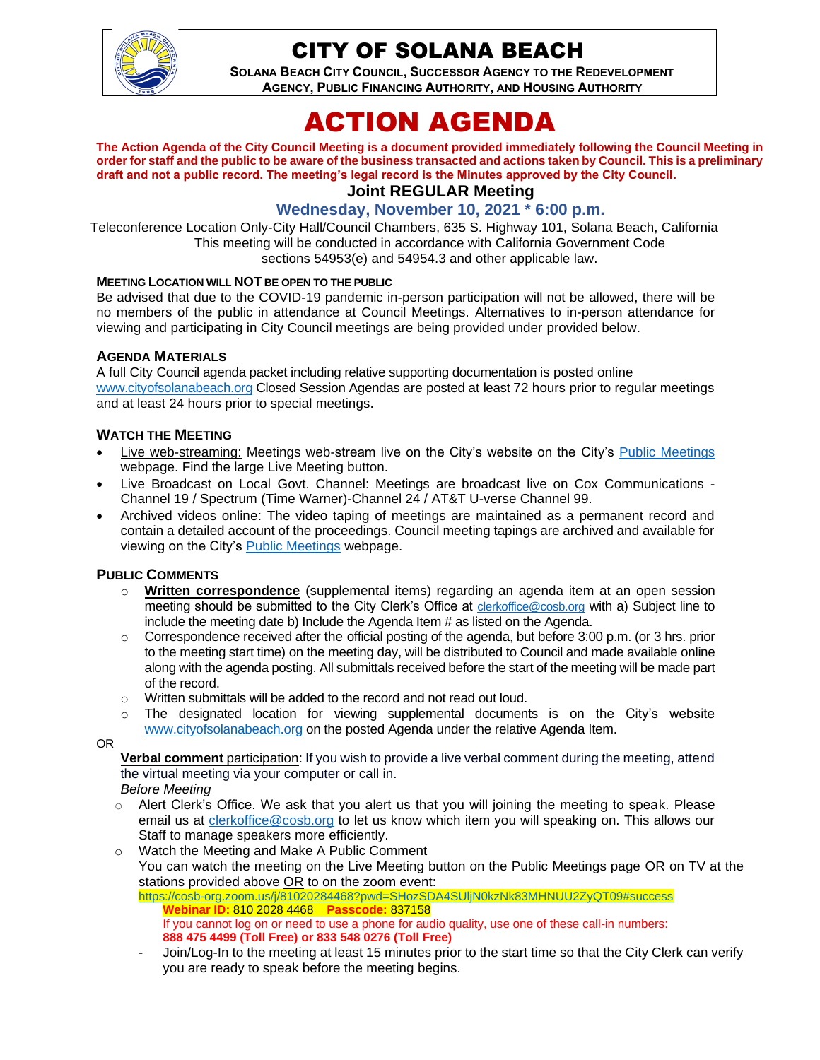# CITY OF SOLANA BEACH

**SOLANA BEACH CITY COUNCIL, SUCCESSOR AGENCY TO THE REDEVELOPMENT AGENCY, PUBLIC FINANCING AUTHORITY, AND HOUSING AUTHORITY**

# ACTION AGENDA

**The Action Agenda of the City Council Meeting is a document provided immediately following the Council Meeting in order for staff and the public to be aware of the business transacted and actions taken by Council. This is a preliminary draft and not a public record. The meeting's legal record is the Minutes approved by the City Council.**

## Joint REGULAR Meeting

### Wednesday, November 10, 2021 * 6:00 p.m.

Teleconference Location Only-City Hall/Council Chambers, 635 S. Highway 101, Solana Beach, California
This meeting will be conducted in accordance with California Government Code sections 54953(e) and 54954.3 and other applicable law.

**MEETING LOCATION WILL NOT BE OPEN TO THE PUBLIC**

Be advised that due to the COVID-19 pandemic in-person participation will not be allowed, there will be no members of the public in attendance at Council Meetings. Alternatives to in-person attendance for viewing and participating in City Council meetings are being provided under provided below.

**AGENDA MATERIALS**

A full City Council agenda packet including relative supporting documentation is posted online www.cityofsolanabeach.org Closed Session Agendas are posted at least 72 hours prior to regular meetings and at least 24 hours prior to special meetings.

**WATCH THE MEETING**

- Live web-streaming: Meetings web-stream live on the City's website on the City's Public Meetings webpage. Find the large Live Meeting button.
- Live Broadcast on Local Govt. Channel: Meetings are broadcast live on Cox Communications - Channel 19 / Spectrum (Time Warner)-Channel 24 / AT&T U-verse Channel 99.
- Archived videos online: The video taping of meetings are maintained as a permanent record and contain a detailed account of the proceedings. Council meeting tapings are archived and available for viewing on the City's Public Meetings webpage.

**PUBLIC COMMENTS**

- **Written correspondence** (supplemental items) regarding an agenda item at an open session meeting should be submitted to the City Clerk's Office at clerkoffice@cosb.org with a) Subject line to include the meeting date b) Include the Agenda Item # as listed on the Agenda.
- Correspondence received after the official posting of the agenda, but before 3:00 p.m. (or 3 hrs. prior to the meeting start time) on the meeting day, will be distributed to Council and made available online along with the agenda posting. All submittals received before the start of the meeting will be made part of the record.
- Written submittals will be added to the record and not read out loud.
- The designated location for viewing supplemental documents is on the City's website www.cityofsolanabeach.org on the posted Agenda under the relative Agenda Item.

OR

**Verbal comment** participation: If you wish to provide a live verbal comment during the meeting, attend the virtual meeting via your computer or call in.

*Before Meeting*

- Alert Clerk's Office. We ask that you alert us that you will joining the meeting to speak. Please email us at clerkoffice@cosb.org to let us know which item you will speaking on. This allows our Staff to manage speakers more efficiently.
- Watch the Meeting and Make A Public Comment
  You can watch the meeting on the Live Meeting button on the Public Meetings page OR on TV at the stations provided above OR to on the zoom event:
  https://cosb-org.zoom.us/j/81020284468?pwd=SHozSDA4SUljN0kzNk83MHNUU2ZyQT09#success
  **Webinar ID:** 810 2028 4468 **Passcode:** 837158
  If you cannot log on or need to use a phone for audio quality, use one of these call-in numbers:
  **888 475 4499 (Toll Free) or 833 548 0276 (Toll Free)**
  - Join/Log-In to the meeting at least 15 minutes prior to the start time so that the City Clerk can verify you are ready to speak before the meeting begins.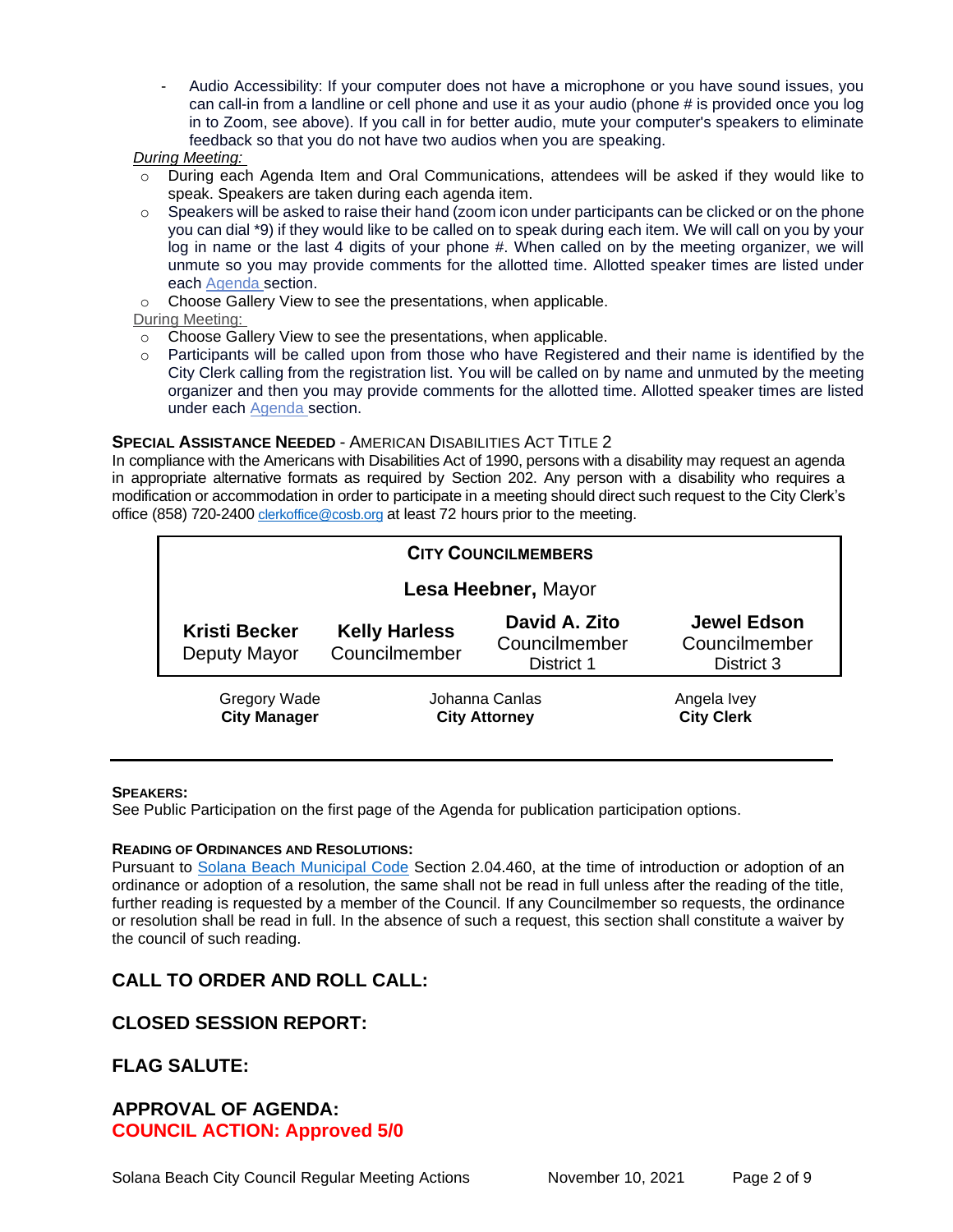- Audio Accessibility: If your computer does not have a microphone or you have sound issues, you can call-in from a landline or cell phone and use it as your audio (phone # is provided once you log in to Zoom, see above). If you call in for better audio, mute your computer's speakers to eliminate feedback so that you do not have two audios when you are speaking.

*During Meeting:*

- During each Agenda Item and Oral Communications, attendees will be asked if they would like to speak. Speakers are taken during each agenda item.
- Speakers will be asked to raise their hand (zoom icon under participants can be clicked or on the phone you can dial *9) if they would like to be called on to speak during each item. We will call on you by your log in name or the last 4 digits of your phone #. When called on by the meeting organizer, we will unmute so you may provide comments for the allotted time. Allotted speaker times are listed under each Agenda section.
- Choose Gallery View to see the presentations, when applicable.

During Meeting:

- Choose Gallery View to see the presentations, when applicable.
- Participants will be called upon from those who have Registered and their name is identified by the City Clerk calling from the registration list. You will be called on by name and unmuted by the meeting organizer and then you may provide comments for the allotted time. Allotted speaker times are listed under each Agenda section.

**SPECIAL ASSISTANCE NEEDED** - AMERICAN DISABILITIES ACT TITLE 2

In compliance with the Americans with Disabilities Act of 1990, persons with a disability may request an agenda in appropriate alternative formats as required by Section 202. Any person with a disability who requires a modification or accommodation in order to participate in a meeting should direct such request to the City Clerk's office (858) 720-2400 clerkoffice@cosb.org at least 72 hours prior to the meeting.

**CITY COUNCILMEMBERS**

**Lesa Heebner,** Mayor

| | | | |
|---|---|---|---|
| **Kristi Becker** Deputy Mayor | **Kelly Harless** Councilmember | **David A. Zito** Councilmember District 1 | **Jewel Edson** Councilmember District 3 |

| | | |
|---|---|---|
| Gregory Wade **City Manager** | Johanna Canlas **City Attorney** | Angela Ivey **City Clerk** |

**SPEAKERS:**

See Public Participation on the first page of the Agenda for publication participation options.

**READING OF ORDINANCES AND RESOLUTIONS:**

Pursuant to Solana Beach Municipal Code Section 2.04.460, at the time of introduction or adoption of an ordinance or adoption of a resolution, the same shall not be read in full unless after the reading of the title, further reading is requested by a member of the Council. If any Councilmember so requests, the ordinance or resolution shall be read in full. In the absence of such a request, this section shall constitute a waiver by the council of such reading.

## CALL TO ORDER AND ROLL CALL:

## CLOSED SESSION REPORT:

## FLAG SALUTE:

## APPROVAL OF AGENDA:

**COUNCIL ACTION: Approved 5/0**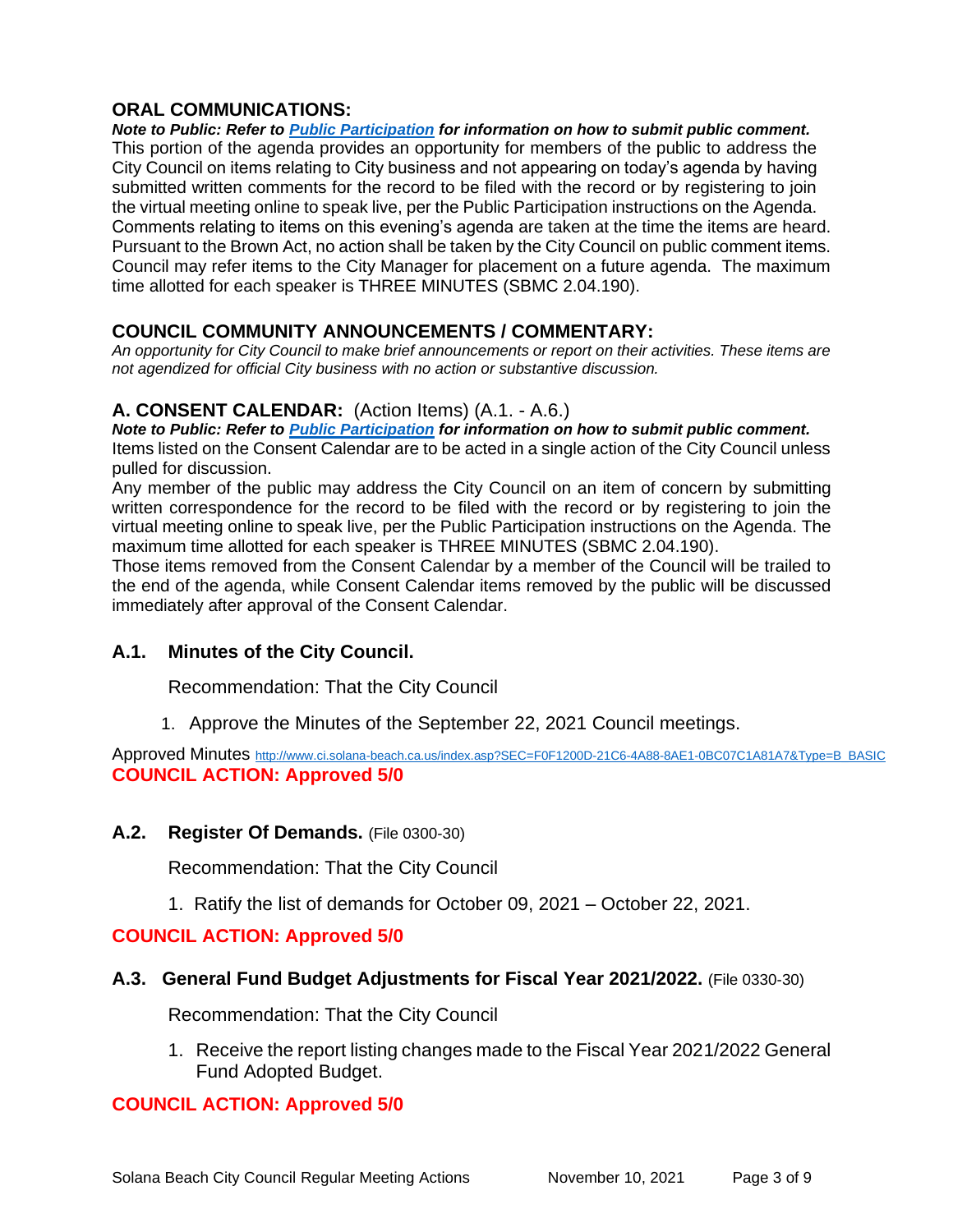### ORAL COMMUNICATIONS:

***Note to Public: Refer to [Public Participation](#) for information on how to submit public comment.***

This portion of the agenda provides an opportunity for members of the public to address the City Council on items relating to City business and not appearing on today's agenda by having submitted written comments for the record to be filed with the record or by registering to join the virtual meeting online to speak live, per the Public Participation instructions on the Agenda. Comments relating to items on this evening's agenda are taken at the time the items are heard. Pursuant to the Brown Act, no action shall be taken by the City Council on public comment items. Council may refer items to the City Manager for placement on a future agenda. The maximum time allotted for each speaker is THREE MINUTES (SBMC 2.04.190).

### COUNCIL COMMUNITY ANNOUNCEMENTS / COMMENTARY:

*An opportunity for City Council to make brief announcements or report on their activities. These items are not agendized for official City business with no action or substantive discussion.*

### A. CONSENT CALENDAR: (Action Items) (A.1. - A.6.)

***Note to Public: Refer to [Public Participation](#) for information on how to submit public comment.***

Items listed on the Consent Calendar are to be acted in a single action of the City Council unless pulled for discussion.

Any member of the public may address the City Council on an item of concern by submitting written correspondence for the record to be filed with the record or by registering to join the virtual meeting online to speak live, per the Public Participation instructions on the Agenda. The maximum time allotted for each speaker is THREE MINUTES (SBMC 2.04.190).

Those items removed from the Consent Calendar by a member of the Council will be trailed to the end of the agenda, while Consent Calendar items removed by the public will be discussed immediately after approval of the Consent Calendar.

#### A.1. Minutes of the City Council.

Recommendation: That the City Council

1. Approve the Minutes of the September 22, 2021 Council meetings.

Approved Minutes http://www.ci.solana-beach.ca.us/index.asp?SEC=F0F1200D-21C6-4A88-8AE1-0BC07C1A81A7&Type=B_BASIC

**COUNCIL ACTION: Approved 5/0**

#### A.2. Register Of Demands. (File 0300-30)

Recommendation: That the City Council

1. Ratify the list of demands for October 09, 2021 – October 22, 2021.

**COUNCIL ACTION: Approved 5/0**

#### A.3. General Fund Budget Adjustments for Fiscal Year 2021/2022. (File 0330-30)

Recommendation: That the City Council

1. Receive the report listing changes made to the Fiscal Year 2021/2022 General Fund Adopted Budget.

**COUNCIL ACTION: Approved 5/0**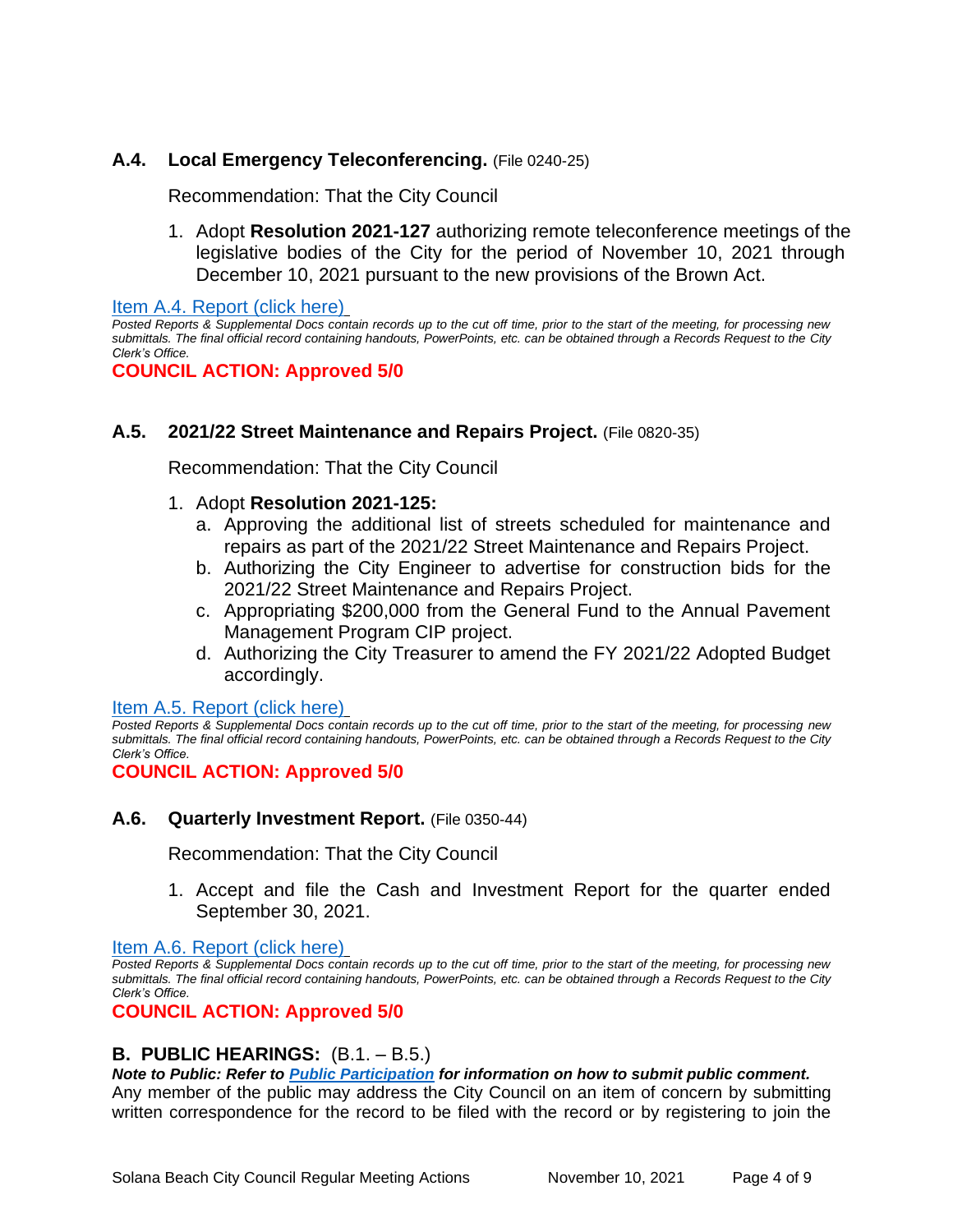### A.4. Local Emergency Teleconferencing. (File 0240-25)

Recommendation: That the City Council

1. Adopt **Resolution 2021-127** authorizing remote teleconference meetings of the legislative bodies of the City for the period of November 10, 2021 through December 10, 2021 pursuant to the new provisions of the Brown Act.

Item A.4. Report (click here)

*Posted Reports & Supplemental Docs contain records up to the cut off time, prior to the start of the meeting, for processing new submittals. The final official record containing handouts, PowerPoints, etc. can be obtained through a Records Request to the City Clerk's Office.*

**COUNCIL ACTION: Approved 5/0**

### A.5. 2021/22 Street Maintenance and Repairs Project. (File 0820-35)

Recommendation: That the City Council

1. Adopt **Resolution 2021-125:**
   a. Approving the additional list of streets scheduled for maintenance and repairs as part of the 2021/22 Street Maintenance and Repairs Project.
   b. Authorizing the City Engineer to advertise for construction bids for the 2021/22 Street Maintenance and Repairs Project.
   c. Appropriating $200,000 from the General Fund to the Annual Pavement Management Program CIP project.
   d. Authorizing the City Treasurer to amend the FY 2021/22 Adopted Budget accordingly.

Item A.5. Report (click here)

*Posted Reports & Supplemental Docs contain records up to the cut off time, prior to the start of the meeting, for processing new submittals. The final official record containing handouts, PowerPoints, etc. can be obtained through a Records Request to the City Clerk's Office.*

**COUNCIL ACTION: Approved 5/0**

### A.6. Quarterly Investment Report. (File 0350-44)

Recommendation: That the City Council

1. Accept and file the Cash and Investment Report for the quarter ended September 30, 2021.

Item A.6. Report (click here)

*Posted Reports & Supplemental Docs contain records up to the cut off time, prior to the start of the meeting, for processing new submittals. The final official record containing handouts, PowerPoints, etc. can be obtained through a Records Request to the City Clerk's Office.*

**COUNCIL ACTION: Approved 5/0**

## B. PUBLIC HEARINGS: (B.1. – B.5.)

***Note to Public: Refer to Public Participation for information on how to submit public comment.***

Any member of the public may address the City Council on an item of concern by submitting written correspondence for the record to be filed with the record or by registering to join the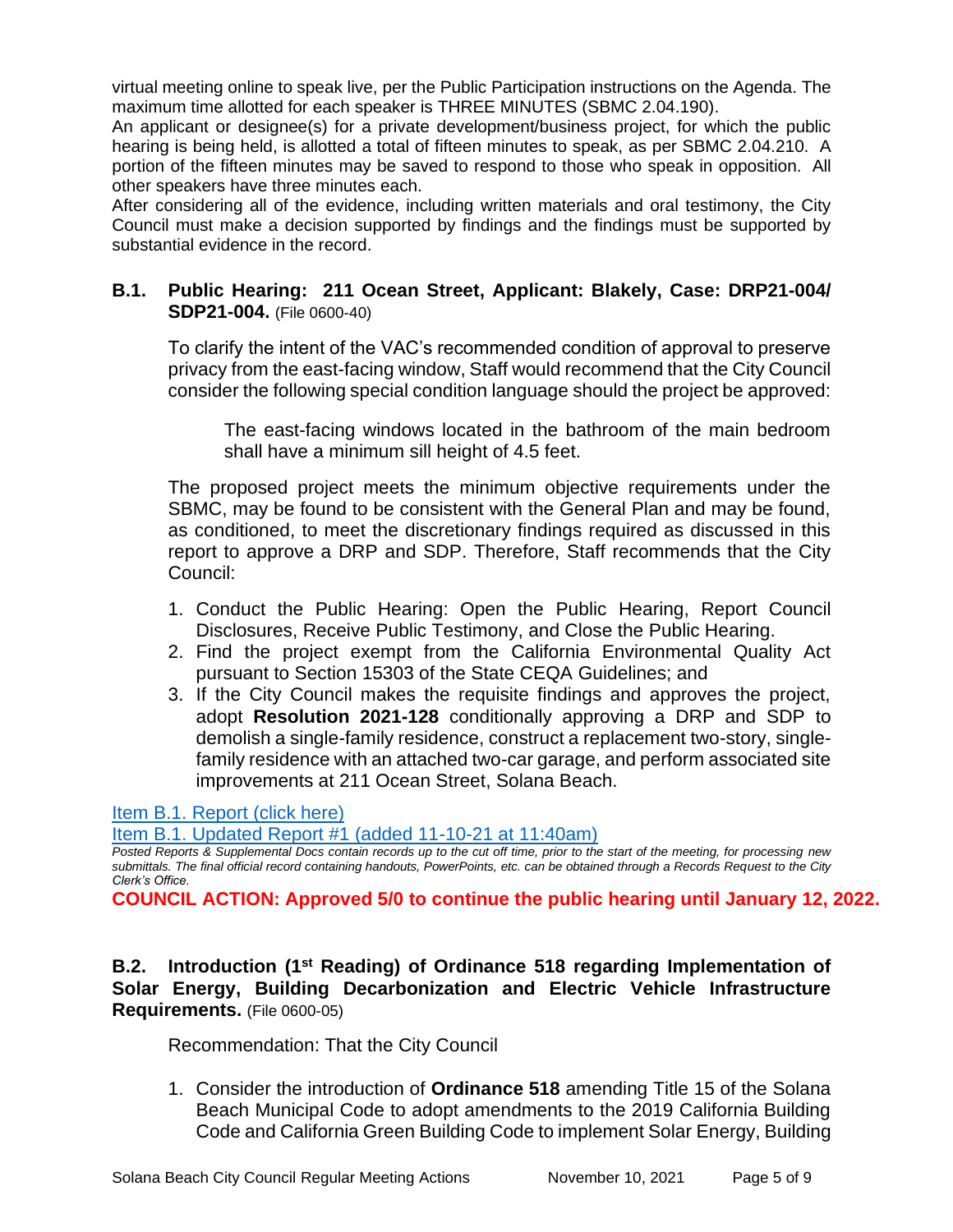virtual meeting online to speak live, per the Public Participation instructions on the Agenda. The maximum time allotted for each speaker is THREE MINUTES (SBMC 2.04.190).

An applicant or designee(s) for a private development/business project, for which the public hearing is being held, is allotted a total of fifteen minutes to speak, as per SBMC 2.04.210. A portion of the fifteen minutes may be saved to respond to those who speak in opposition. All other speakers have three minutes each.

After considering all of the evidence, including written materials and oral testimony, the City Council must make a decision supported by findings and the findings must be supported by substantial evidence in the record.

### B.1. Public Hearing: 211 Ocean Street, Applicant: Blakely, Case: DRP21-004/ SDP21-004. (File 0600-40)

To clarify the intent of the VAC's recommended condition of approval to preserve privacy from the east-facing window, Staff would recommend that the City Council consider the following special condition language should the project be approved:

> The east-facing windows located in the bathroom of the main bedroom shall have a minimum sill height of 4.5 feet.

The proposed project meets the minimum objective requirements under the SBMC, may be found to be consistent with the General Plan and may be found, as conditioned, to meet the discretionary findings required as discussed in this report to approve a DRP and SDP. Therefore, Staff recommends that the City Council:

1. Conduct the Public Hearing: Open the Public Hearing, Report Council Disclosures, Receive Public Testimony, and Close the Public Hearing.
2. Find the project exempt from the California Environmental Quality Act pursuant to Section 15303 of the State CEQA Guidelines; and
3. If the City Council makes the requisite findings and approves the project, adopt **Resolution 2021-128** conditionally approving a DRP and SDP to demolish a single-family residence, construct a replacement two-story, single-family residence with an attached two-car garage, and perform associated site improvements at 211 Ocean Street, Solana Beach.

Item B.1. Report (click here)

Item B.1. Updated Report #1 (added 11-10-21 at 11:40am)

*Posted Reports & Supplemental Docs contain records up to the cut off time, prior to the start of the meeting, for processing new submittals. The final official record containing handouts, PowerPoints, etc. can be obtained through a Records Request to the City Clerk's Office.*

**COUNCIL ACTION: Approved 5/0 to continue the public hearing until January 12, 2022.**

### B.2. Introduction (1st Reading) of Ordinance 518 regarding Implementation of Solar Energy, Building Decarbonization and Electric Vehicle Infrastructure Requirements. (File 0600-05)

Recommendation: That the City Council

1. Consider the introduction of **Ordinance 518** amending Title 15 of the Solana Beach Municipal Code to adopt amendments to the 2019 California Building Code and California Green Building Code to implement Solar Energy, Building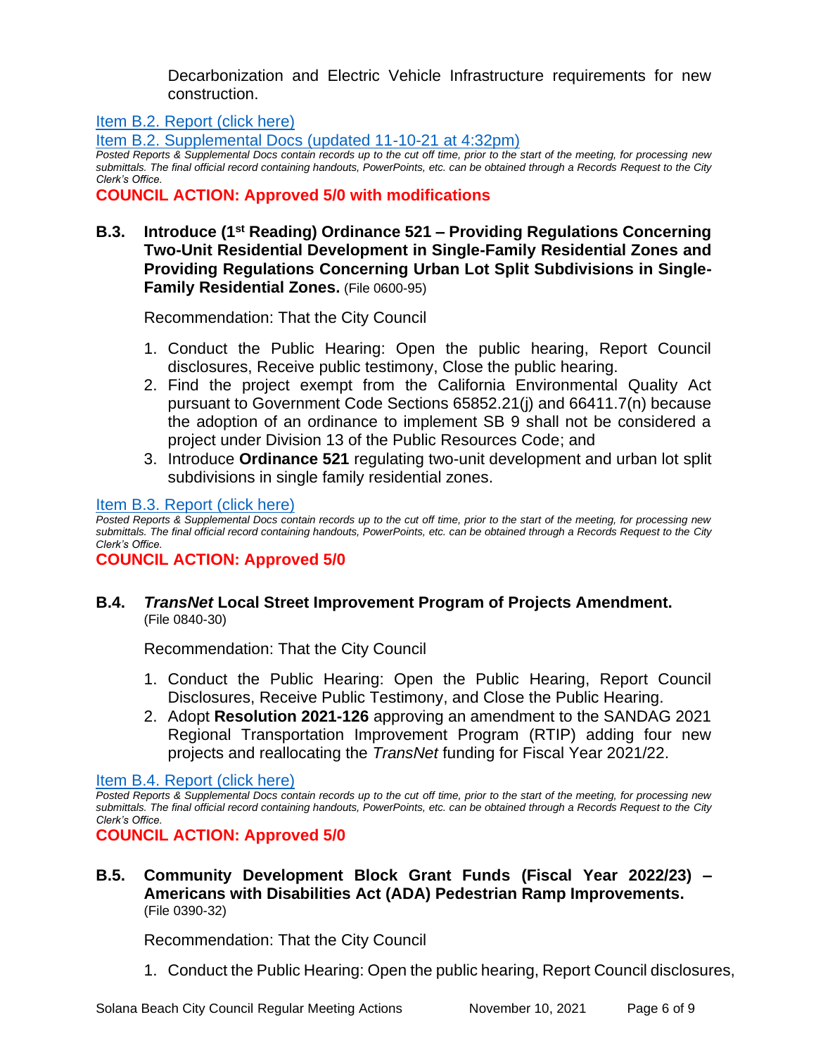Decarbonization and Electric Vehicle Infrastructure requirements for new construction.

[Item B.2. Report (click here)]

[Item B.2. Supplemental Docs (updated 11-10-21 at 4:32pm)]

*Posted Reports & Supplemental Docs contain records up to the cut off time, prior to the start of the meeting, for processing new submittals. The final official record containing handouts, PowerPoints, etc. can be obtained through a Records Request to the City Clerk's Office.*

**COUNCIL ACTION: Approved 5/0 with modifications**

**B.3. Introduce (1st Reading) Ordinance 521 – Providing Regulations Concerning Two-Unit Residential Development in Single-Family Residential Zones and Providing Regulations Concerning Urban Lot Split Subdivisions in Single-Family Residential Zones.** (File 0600-95)

Recommendation: That the City Council

1. Conduct the Public Hearing: Open the public hearing, Report Council disclosures, Receive public testimony, Close the public hearing.
2. Find the project exempt from the California Environmental Quality Act pursuant to Government Code Sections 65852.21(j) and 66411.7(n) because the adoption of an ordinance to implement SB 9 shall not be considered a project under Division 13 of the Public Resources Code; and
3. Introduce **Ordinance 521** regulating two-unit development and urban lot split subdivisions in single family residential zones.

[Item B.3. Report (click here)]

*Posted Reports & Supplemental Docs contain records up to the cut off time, prior to the start of the meeting, for processing new submittals. The final official record containing handouts, PowerPoints, etc. can be obtained through a Records Request to the City Clerk's Office.*

**COUNCIL ACTION: Approved 5/0**

**B.4. *TransNet* Local Street Improvement Program of Projects Amendment.** (File 0840-30)

Recommendation: That the City Council

1. Conduct the Public Hearing: Open the Public Hearing, Report Council Disclosures, Receive Public Testimony, and Close the Public Hearing.
2. Adopt **Resolution 2021-126** approving an amendment to the SANDAG 2021 Regional Transportation Improvement Program (RTIP) adding four new projects and reallocating the *TransNet* funding for Fiscal Year 2021/22.

[Item B.4. Report (click here)]

*Posted Reports & Supplemental Docs contain records up to the cut off time, prior to the start of the meeting, for processing new submittals. The final official record containing handouts, PowerPoints, etc. can be obtained through a Records Request to the City Clerk's Office.*

**COUNCIL ACTION: Approved 5/0**

**B.5. Community Development Block Grant Funds (Fiscal Year 2022/23) – Americans with Disabilities Act (ADA) Pedestrian Ramp Improvements.** (File 0390-32)

Recommendation: That the City Council

1. Conduct the Public Hearing: Open the public hearing, Report Council disclosures,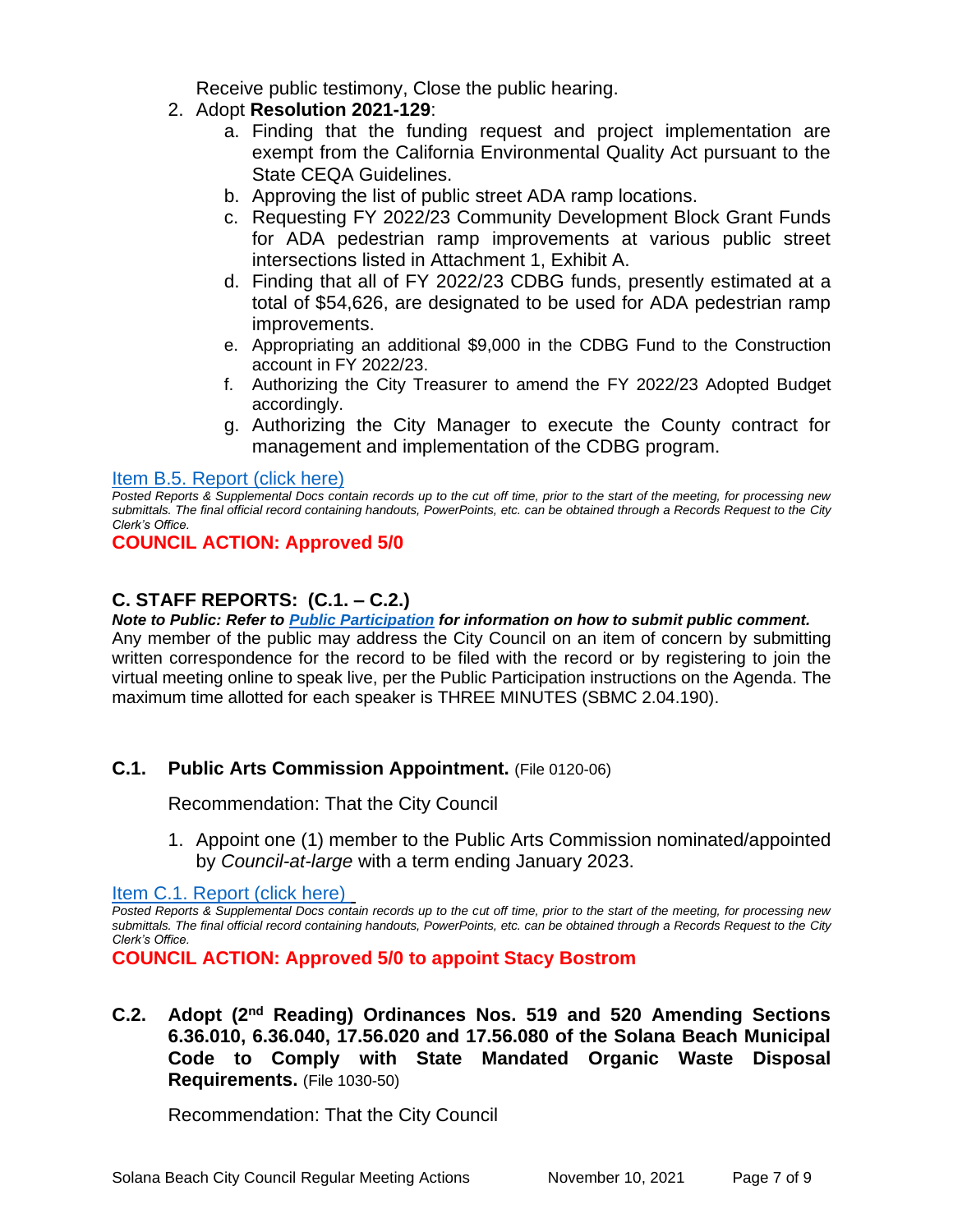Receive public testimony, Close the public hearing.

2. Adopt **Resolution 2021-129**:
   a. Finding that the funding request and project implementation are exempt from the California Environmental Quality Act pursuant to the State CEQA Guidelines.
   b. Approving the list of public street ADA ramp locations.
   c. Requesting FY 2022/23 Community Development Block Grant Funds for ADA pedestrian ramp improvements at various public street intersections listed in Attachment 1, Exhibit A.
   d. Finding that all of FY 2022/23 CDBG funds, presently estimated at a total of $54,626, are designated to be used for ADA pedestrian ramp improvements.
   e. Appropriating an additional $9,000 in the CDBG Fund to the Construction account in FY 2022/23.
   f. Authorizing the City Treasurer to amend the FY 2022/23 Adopted Budget accordingly.
   g. Authorizing the City Manager to execute the County contract for management and implementation of the CDBG program.

Item B.5. Report (click here)

*Posted Reports & Supplemental Docs contain records up to the cut off time, prior to the start of the meeting, for processing new submittals. The final official record containing handouts, PowerPoints, etc. can be obtained through a Records Request to the City Clerk's Office.*

**COUNCIL ACTION: Approved 5/0**

## C. STAFF REPORTS: (C.1. – C.2.)

***Note to Public: Refer to Public Participation for information on how to submit public comment.***

Any member of the public may address the City Council on an item of concern by submitting written correspondence for the record to be filed with the record or by registering to join the virtual meeting online to speak live, per the Public Participation instructions on the Agenda. The maximum time allotted for each speaker is THREE MINUTES (SBMC 2.04.190).

### C.1. Public Arts Commission Appointment. (File 0120-06)

Recommendation: That the City Council

1. Appoint one (1) member to the Public Arts Commission nominated/appointed by *Council-at-large* with a term ending January 2023.

Item C.1. Report (click here)

*Posted Reports & Supplemental Docs contain records up to the cut off time, prior to the start of the meeting, for processing new submittals. The final official record containing handouts, PowerPoints, etc. can be obtained through a Records Request to the City Clerk's Office.*

**COUNCIL ACTION: Approved 5/0 to appoint Stacy Bostrom**

### C.2. Adopt (2nd Reading) Ordinances Nos. 519 and 520 Amending Sections 6.36.010, 6.36.040, 17.56.020 and 17.56.080 of the Solana Beach Municipal Code to Comply with State Mandated Organic Waste Disposal Requirements. (File 1030-50)

Recommendation: That the City Council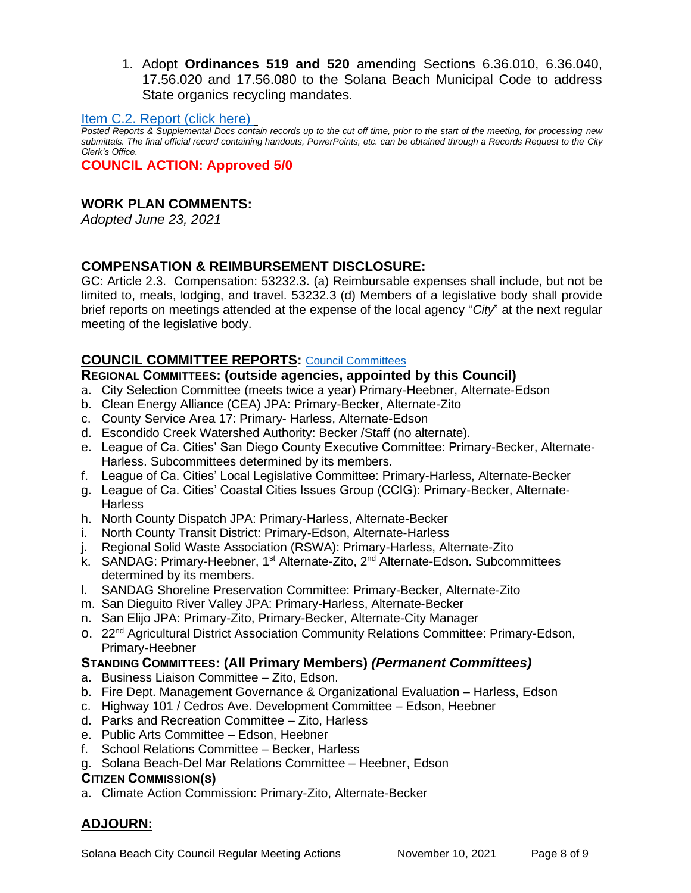1. Adopt **Ordinances 519 and 520** amending Sections 6.36.010, 6.36.040, 17.56.020 and 17.56.080 to the Solana Beach Municipal Code to address State organics recycling mandates.

[Item C.2. Report (click here)](#)

*Posted Reports & Supplemental Docs contain records up to the cut off time, prior to the start of the meeting, for processing new submittals. The final official record containing handouts, PowerPoints, etc. can be obtained through a Records Request to the City Clerk's Office.*

**COUNCIL ACTION: Approved 5/0**

## WORK PLAN COMMENTS:

*Adopted June 23, 2021*

## COMPENSATION & REIMBURSEMENT DISCLOSURE:

GC: Article 2.3. Compensation: 53232.3. (a) Reimbursable expenses shall include, but not be limited to, meals, lodging, and travel. 53232.3 (d) Members of a legislative body shall provide brief reports on meetings attended at the expense of the local agency "*City*" at the next regular meeting of the legislative body.

## COUNCIL COMMITTEE REPORTS: [Council Committees](#)

### REGIONAL COMMITTEES: (outside agencies, appointed by this Council)

a. City Selection Committee (meets twice a year) Primary-Heebner, Alternate-Edson
b. Clean Energy Alliance (CEA) JPA: Primary-Becker, Alternate-Zito
c. County Service Area 17: Primary- Harless, Alternate-Edson
d. Escondido Creek Watershed Authority: Becker /Staff (no alternate).
e. League of Ca. Cities' San Diego County Executive Committee: Primary-Becker, Alternate-Harless. Subcommittees determined by its members.
f. League of Ca. Cities' Local Legislative Committee: Primary-Harless, Alternate-Becker
g. League of Ca. Cities' Coastal Cities Issues Group (CCIG): Primary-Becker, Alternate-Harless
h. North County Dispatch JPA: Primary-Harless, Alternate-Becker
i. North County Transit District: Primary-Edson, Alternate-Harless
j. Regional Solid Waste Association (RSWA): Primary-Harless, Alternate-Zito
k. SANDAG: Primary-Heebner, 1st Alternate-Zito, 2nd Alternate-Edson. Subcommittees determined by its members.
l. SANDAG Shoreline Preservation Committee: Primary-Becker, Alternate-Zito
m. San Dieguito River Valley JPA: Primary-Harless, Alternate-Becker
n. San Elijo JPA: Primary-Zito, Primary-Becker, Alternate-City Manager
o. 22nd Agricultural District Association Community Relations Committee: Primary-Edson, Primary-Heebner

### STANDING COMMITTEES: (All Primary Members) *(Permanent Committees)*

a. Business Liaison Committee – Zito, Edson.
b. Fire Dept. Management Governance & Organizational Evaluation – Harless, Edson
c. Highway 101 / Cedros Ave. Development Committee – Edson, Heebner
d. Parks and Recreation Committee – Zito, Harless
e. Public Arts Committee – Edson, Heebner
f. School Relations Committee – Becker, Harless
g. Solana Beach-Del Mar Relations Committee – Heebner, Edson

### CITIZEN COMMISSION(S)

a. Climate Action Commission: Primary-Zito, Alternate-Becker

## ADJOURN: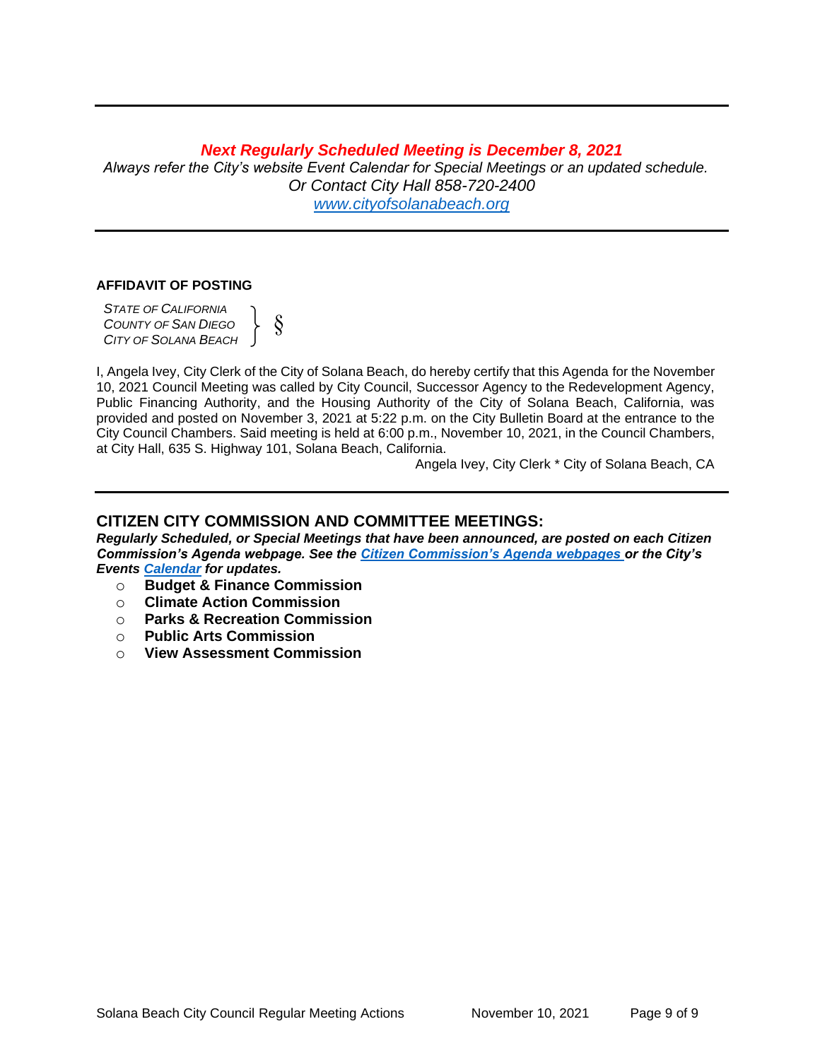***Next Regularly Scheduled Meeting is December 8, 2021***

*Always refer the City's website Event Calendar for Special Meetings or an updated schedule.*
*Or Contact City Hall 858-720-2400*
*[www.cityofsolanabeach.org](www.cityofsolanabeach.org)*

---

**AFFIDAVIT OF POSTING**

*STATE OF CALIFORNIA*
*COUNTY OF SAN DIEGO* } §
*CITY OF SOLANA BEACH*

I, Angela Ivey, City Clerk of the City of Solana Beach, do hereby certify that this Agenda for the November 10, 2021 Council Meeting was called by City Council, Successor Agency to the Redevelopment Agency, Public Financing Authority, and the Housing Authority of the City of Solana Beach, California, was provided and posted on November 3, 2021 at 5:22 p.m. on the City Bulletin Board at the entrance to the City Council Chambers. Said meeting is held at 6:00 p.m., November 10, 2021, in the Council Chambers, at City Hall, 635 S. Highway 101, Solana Beach, California.

Angela Ivey, City Clerk * City of Solana Beach, CA

---

## CITIZEN CITY COMMISSION AND COMMITTEE MEETINGS:

***Regularly Scheduled, or Special Meetings that have been announced, are posted on each Citizen Commission's Agenda webpage. See the Citizen Commission's Agenda webpages or the City's Events Calendar for updates.***

- **Budget & Finance Commission**
- **Climate Action Commission**
- **Parks & Recreation Commission**
- **Public Arts Commission**
- **View Assessment Commission**